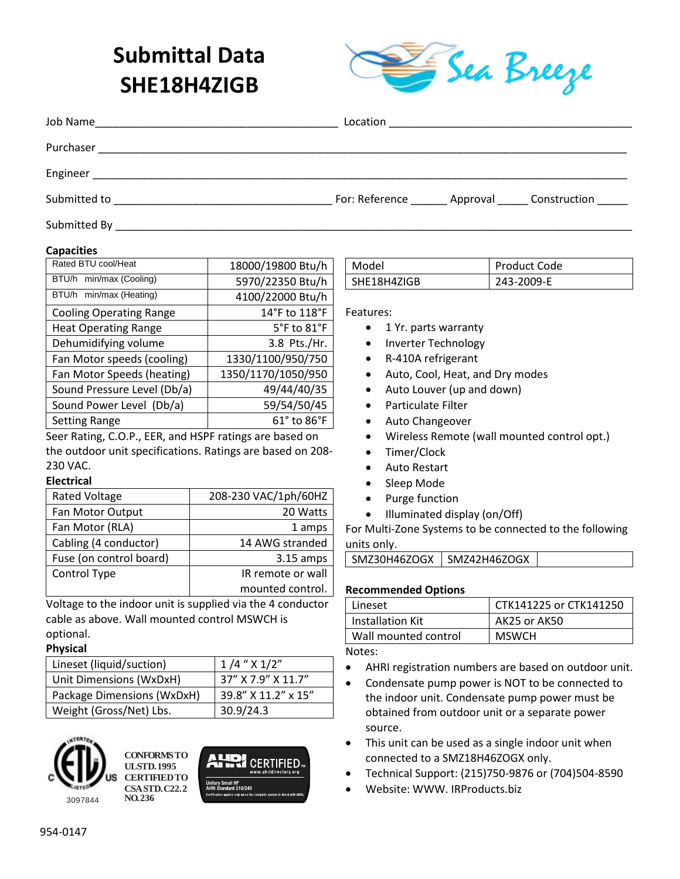# Submittal Data SHE18H4ZIGB

Sea Breeze

Job Name________________________________________ Location ________________________________________

Purchaser ________________________________________________________________________________

Engineer _________________________________________________________________________________

Submitted to ___________________________________ For: Reference ______ Approval _____ Construction _____

Submitted By ______________________________________________________________________________

### Capacities

| | |
|---|---|
| Rated BTU cool/Heat | 18000/19800 Btu/h |
| BTU/h min/max (Cooling) | 5970/22350 Btu/h |
| BTU/h min/max (Heating) | 4100/22000 Btu/h |
| Cooling Operating Range | 14°F to 118°F |
| Heat Operating Range | 5°F to 81°F |
| Dehumidifying volume | 3.8 Pts./Hr. |
| Fan Motor speeds (cooling) | 1330/1100/950/750 |
| Fan Motor Speeds (heating) | 1350/1170/1050/950 |
| Sound Pressure Level (Db/a) | 49/44/40/35 |
| Sound Power Level (Db/a) | 59/54/50/45 |
| Setting Range | 61° to 86°F |

Seer Rating, C.O.P., EER, and HSPF ratings are based on the outdoor unit specifications. Ratings are based on 208-230 VAC.

### Electrical

| | |
|---|---|
| Rated Voltage | 208-230 VAC/1ph/60HZ |
| Fan Motor Output | 20 Watts |
| Fan Motor (RLA) | 1 amps |
| Cabling (4 conductor) | 14 AWG stranded |
| Fuse (on control board) | 3.15 amps |
| Control Type | IR remote or wall mounted control. |

Voltage to the indoor unit is supplied via the 4 conductor cable as above. Wall mounted control MSWCH is optional.

### Physical

| | |
|---|---|
| Lineset (liquid/suction) | 1 /4 " X 1/2" |
| Unit Dimensions (WxDxH) | 37" X 7.9" X 11.7" |
| Package Dimensions (WxDxH) | 39.8" X 11.2" x 15" |
| Weight (Gross/Net) Lbs. | 30.9/24.3 |

Intertek ETL Listed C US 3097844 — CONFORMS TO UL STD. 1995 CERTIFIED TO CSA STD. C22.2 NO. 236

AHRI CERTIFIED www.ahridirectory.org — Unitary Small HP AHRI Standard 210/240 — Certification applies only when the complete system is listed with AHRI

| Model | Product Code |
|---|---|
| SHE18H4ZIGB | 243-2009-E |

Features:

- 1 Yr. parts warranty
- Inverter Technology
- R-410A refrigerant
- Auto, Cool, Heat, and Dry modes
- Auto Louver (up and down)
- Particulate Filter
- Auto Changeover
- Wireless Remote (wall mounted control opt.)
- Timer/Clock
- Auto Restart
- Sleep Mode
- Purge function
- Illuminated display (on/Off)

For Multi-Zone Systems to be connected to the following units only.

| SMZ30H46ZOGX | SMZ42H46ZOGX | |
|---|---|---|

### Recommended Options

| | |
|---|---|
| Lineset | CTK141225 or CTK141250 |
| Installation Kit | AK25 or AK50 |
| Wall mounted control | MSWCH |

Notes:

- AHRI registration numbers are based on outdoor unit.
- Condensate pump power is NOT to be connected to the indoor unit. Condensate pump power must be obtained from outdoor unit or a separate power source.
- This unit can be used as a single indoor unit when connected to a SMZ18H46ZOGX only.
- Technical Support: (215)750-9876 or (704)504-8590
- Website: WWW. IRProducts.biz

954-0147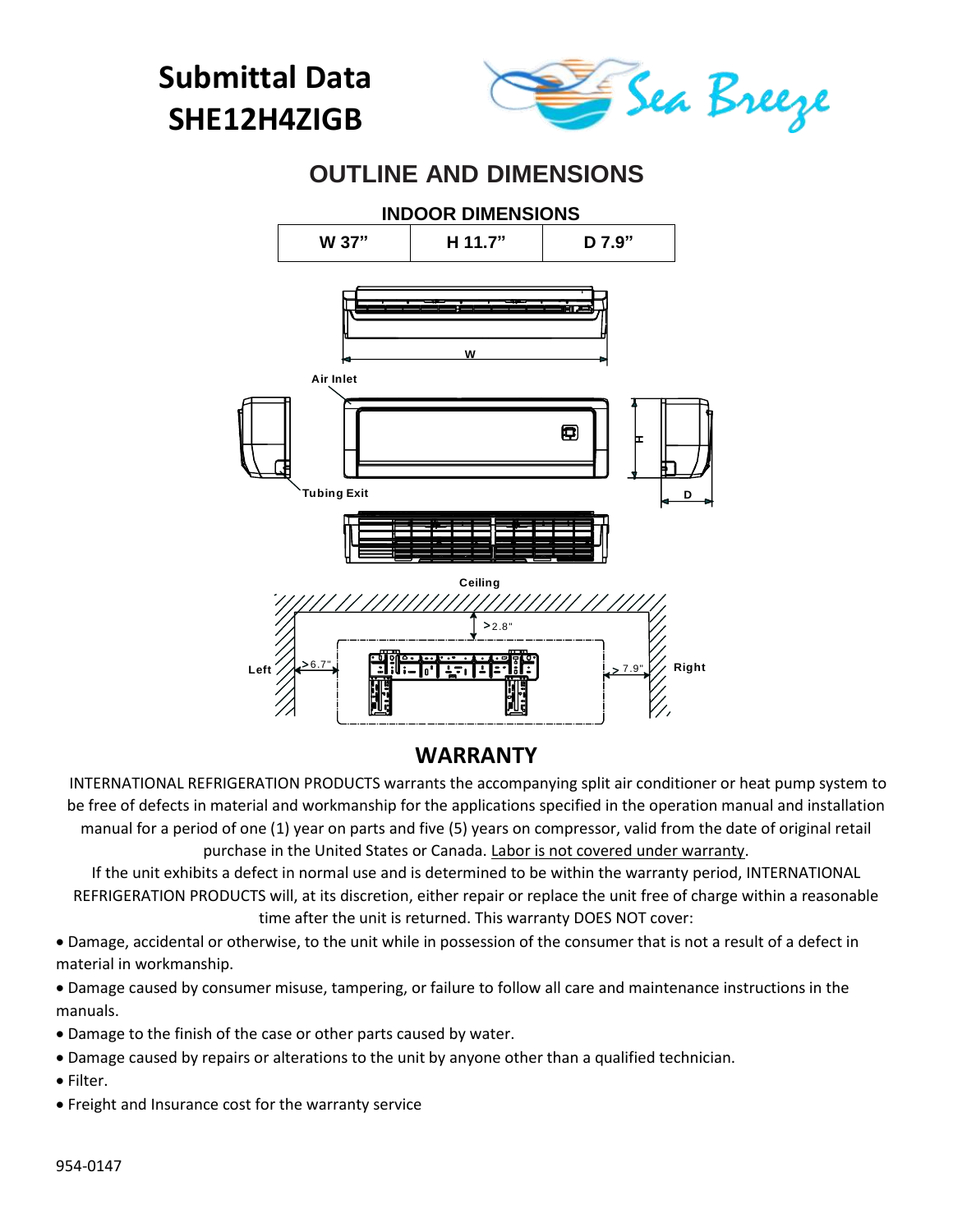# Submittal Data SHE12H4ZIGB

Sea Breeze

## OUTLINE AND DIMENSIONS

### INDOOR DIMENSIONS

| W 37” | H 11.7” | D 7.9” |
|---|---|---|

W

Air Inlet

H

Tubing Exit

D

Ceiling

>2.8"

Left

>6.7"

> 7.9"

Right

## WARRANTY

INTERNATIONAL REFRIGERATION PRODUCTS warrants the accompanying split air conditioner or heat pump system to be free of defects in material and workmanship for the applications specified in the operation manual and installation manual for a period of one (1) year on parts and five (5) years on compressor, valid from the date of original retail purchase in the United States or Canada. Labor is not covered under warranty.

If the unit exhibits a defect in normal use and is determined to be within the warranty period, INTERNATIONAL REFRIGERATION PRODUCTS will, at its discretion, either repair or replace the unit free of charge within a reasonable time after the unit is returned. This warranty DOES NOT cover:

- Damage, accidental or otherwise, to the unit while in possession of the consumer that is not a result of a defect in material in workmanship.
- Damage caused by consumer misuse, tampering, or failure to follow all care and maintenance instructions in the manuals.
- Damage to the finish of the case or other parts caused by water.
- Damage caused by repairs or alterations to the unit by anyone other than a qualified technician.
- Filter.
- Freight and Insurance cost for the warranty service

954-0147